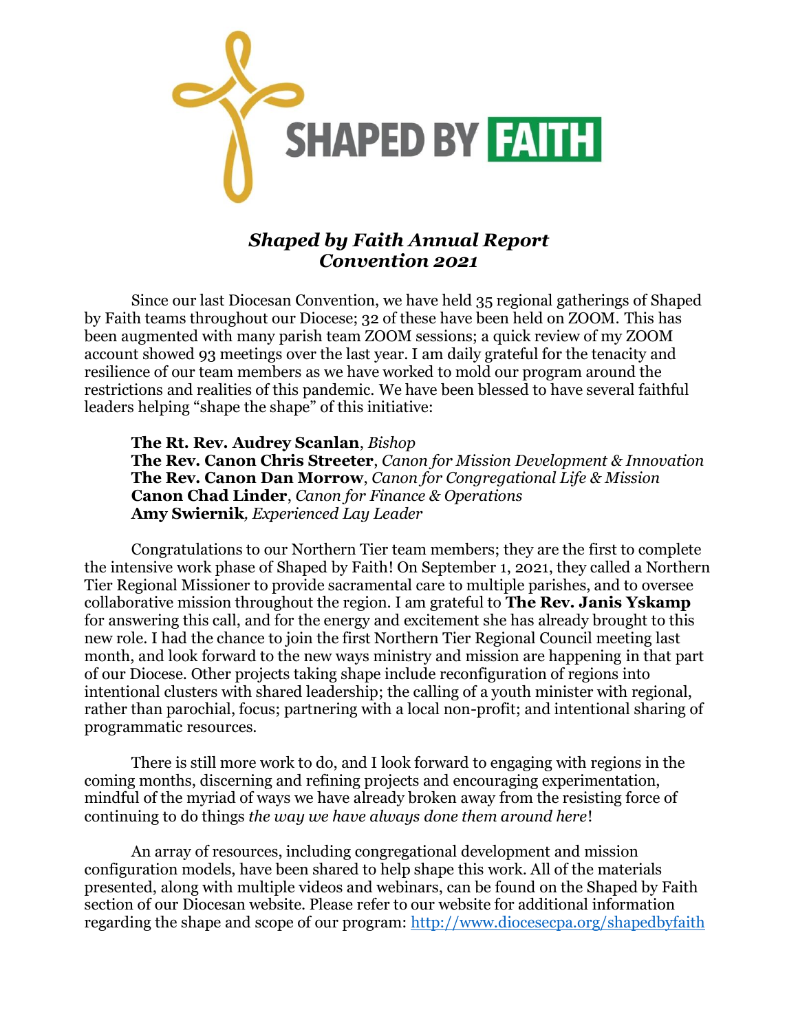SHAPED BY FAITH

## *Shaped by Faith Annual Report*
## *Convention 2021*

Since our last Diocesan Convention, we have held 35 regional gatherings of Shaped by Faith teams throughout our Diocese; 32 of these have been held on ZOOM. This has been augmented with many parish team ZOOM sessions; a quick review of my ZOOM account showed 93 meetings over the last year. I am daily grateful for the tenacity and resilience of our team members as we have worked to mold our program around the restrictions and realities of this pandemic. We have been blessed to have several faithful leaders helping "shape the shape" of this initiative:

**The Rt. Rev. Audrey Scanlan**, *Bishop*
**The Rev. Canon Chris Streeter**, *Canon for Mission Development & Innovation*
**The Rev. Canon Dan Morrow**, *Canon for Congregational Life & Mission*
**Canon Chad Linder**, *Canon for Finance & Operations*
**Amy Swiernik**, *Experienced Lay Leader*

Congratulations to our Northern Tier team members; they are the first to complete the intensive work phase of Shaped by Faith! On September 1, 2021, they called a Northern Tier Regional Missioner to provide sacramental care to multiple parishes, and to oversee collaborative mission throughout the region. I am grateful to **The Rev. Janis Yskamp** for answering this call, and for the energy and excitement she has already brought to this new role. I had the chance to join the first Northern Tier Regional Council meeting last month, and look forward to the new ways ministry and mission are happening in that part of our Diocese. Other projects taking shape include reconfiguration of regions into intentional clusters with shared leadership; the calling of a youth minister with regional, rather than parochial, focus; partnering with a local non-profit; and intentional sharing of programmatic resources.

There is still more work to do, and I look forward to engaging with regions in the coming months, discerning and refining projects and encouraging experimentation, mindful of the myriad of ways we have already broken away from the resisting force of continuing to do things *the way we have always done them around here*!

An array of resources, including congregational development and mission configuration models, have been shared to help shape this work. All of the materials presented, along with multiple videos and webinars, can be found on the Shaped by Faith section of our Diocesan website. Please refer to our website for additional information regarding the shape and scope of our program: [http://www.diocesecpa.org/shapedbyfaith](http://www.diocesecpa.org/shapedbyfaith)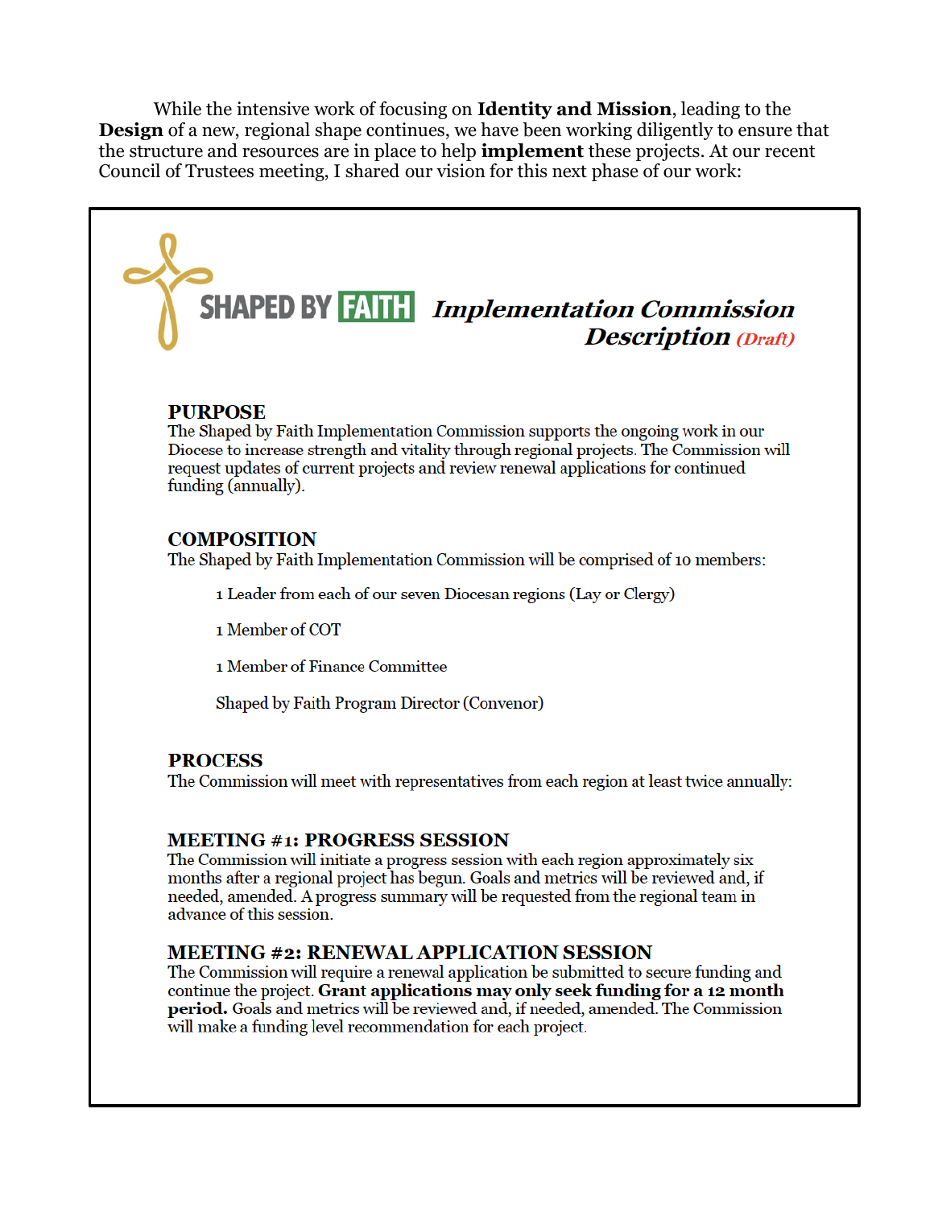While the intensive work of focusing on **Identity and Mission**, leading to the **Design** of a new, regional shape continues, we have been working diligently to ensure that the structure and resources are in place to help **implement** these projects. At our recent Council of Trustees meeting, I shared our vision for this next phase of our work:

## SHAPED BY FAITH *Implementation Commission Description* *(Draft)*

### PURPOSE

The Shaped by Faith Implementation Commission supports the ongoing work in our Diocese to increase strength and vitality through regional projects. The Commission will request updates of current projects and review renewal applications for continued funding (annually).

### COMPOSITION

The Shaped by Faith Implementation Commission will be comprised of 10 members:

- 1 Leader from each of our seven Diocesan regions (Lay or Clergy)
- 1 Member of COT
- 1 Member of Finance Committee
- Shaped by Faith Program Director (Convenor)

### PROCESS

The Commission will meet with representatives from each region at least twice annually:

### MEETING #1: PROGRESS SESSION

The Commission will initiate a progress session with each region approximately six months after a regional project has begun. Goals and metrics will be reviewed and, if needed, amended. A progress summary will be requested from the regional team in advance of this session.

### MEETING #2: RENEWAL APPLICATION SESSION

The Commission will require a renewal application be submitted to secure funding and continue the project. **Grant applications may only seek funding for a 12 month period.** Goals and metrics will be reviewed and, if needed, amended. The Commission will make a funding level recommendation for each project.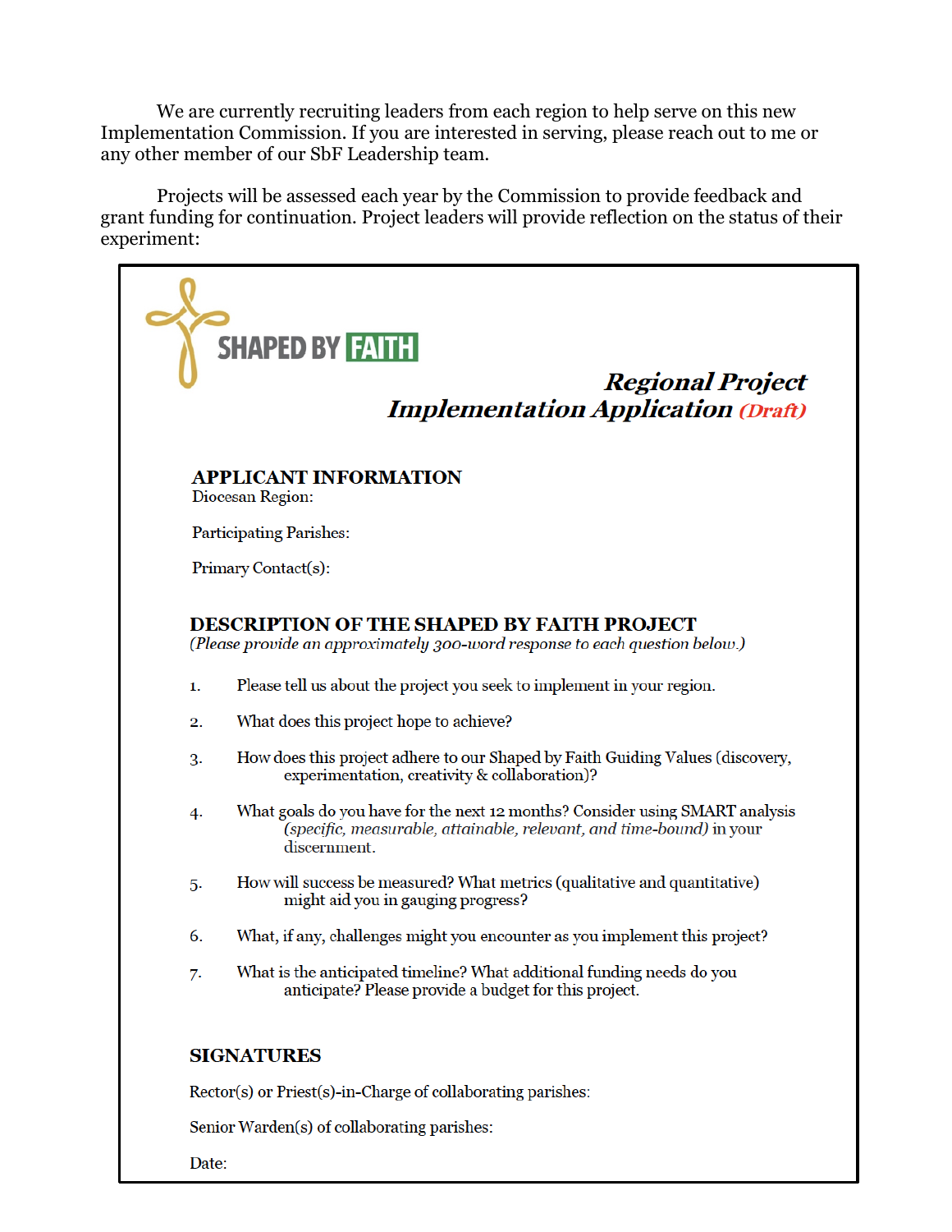We are currently recruiting leaders from each region to help serve on this new Implementation Commission. If you are interested in serving, please reach out to me or any other member of our SbF Leadership team.

Projects will be assessed each year by the Commission to provide feedback and grant funding for continuation. Project leaders will provide reflection on the status of their experiment:

SHAPED BY FAITH

## *Regional Project Implementation Application (Draft)*

### APPLICANT INFORMATION

Diocesan Region:

Participating Parishes:

Primary Contact(s):

### DESCRIPTION OF THE SHAPED BY FAITH PROJECT

*(Please provide an approximately 300-word response to each question below.)*

1. Please tell us about the project you seek to implement in your region.
2. What does this project hope to achieve?
3. How does this project adhere to our Shaped by Faith Guiding Values (discovery, experimentation, creativity & collaboration)?
4. What goals do you have for the next 12 months? Consider using SMART analysis *(specific, measurable, attainable, relevant, and time-bound)* in your discernment.
5. How will success be measured? What metrics (qualitative and quantitative) might aid you in gauging progress?
6. What, if any, challenges might you encounter as you implement this project?
7. What is the anticipated timeline? What additional funding needs do you anticipate? Please provide a budget for this project.

### SIGNATURES

Rector(s) or Priest(s)-in-Charge of collaborating parishes:

Senior Warden(s) of collaborating parishes:

Date: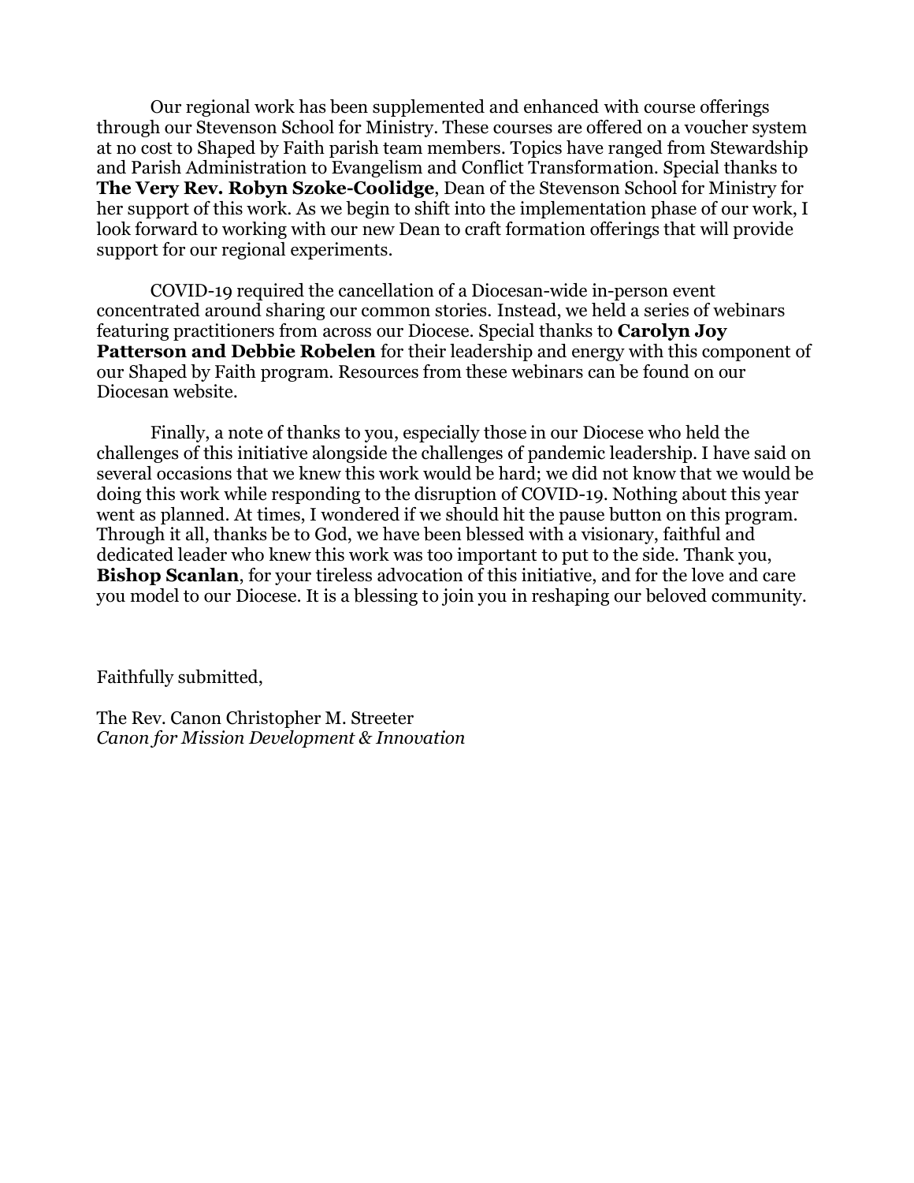Our regional work has been supplemented and enhanced with course offerings through our Stevenson School for Ministry. These courses are offered on a voucher system at no cost to Shaped by Faith parish team members. Topics have ranged from Stewardship and Parish Administration to Evangelism and Conflict Transformation. Special thanks to **The Very Rev. Robyn Szoke-Coolidge**, Dean of the Stevenson School for Ministry for her support of this work. As we begin to shift into the implementation phase of our work, I look forward to working with our new Dean to craft formation offerings that will provide support for our regional experiments.

COVID-19 required the cancellation of a Diocesan-wide in-person event concentrated around sharing our common stories. Instead, we held a series of webinars featuring practitioners from across our Diocese. Special thanks to **Carolyn Joy Patterson and Debbie Robelen** for their leadership and energy with this component of our Shaped by Faith program. Resources from these webinars can be found on our Diocesan website.

Finally, a note of thanks to you, especially those in our Diocese who held the challenges of this initiative alongside the challenges of pandemic leadership. I have said on several occasions that we knew this work would be hard; we did not know that we would be doing this work while responding to the disruption of COVID-19. Nothing about this year went as planned. At times, I wondered if we should hit the pause button on this program. Through it all, thanks be to God, we have been blessed with a visionary, faithful and dedicated leader who knew this work was too important to put to the side. Thank you, **Bishop Scanlan**, for your tireless advocation of this initiative, and for the love and care you model to our Diocese. It is a blessing to join you in reshaping our beloved community.

Faithfully submitted,

The Rev. Canon Christopher M. Streeter
*Canon for Mission Development & Innovation*